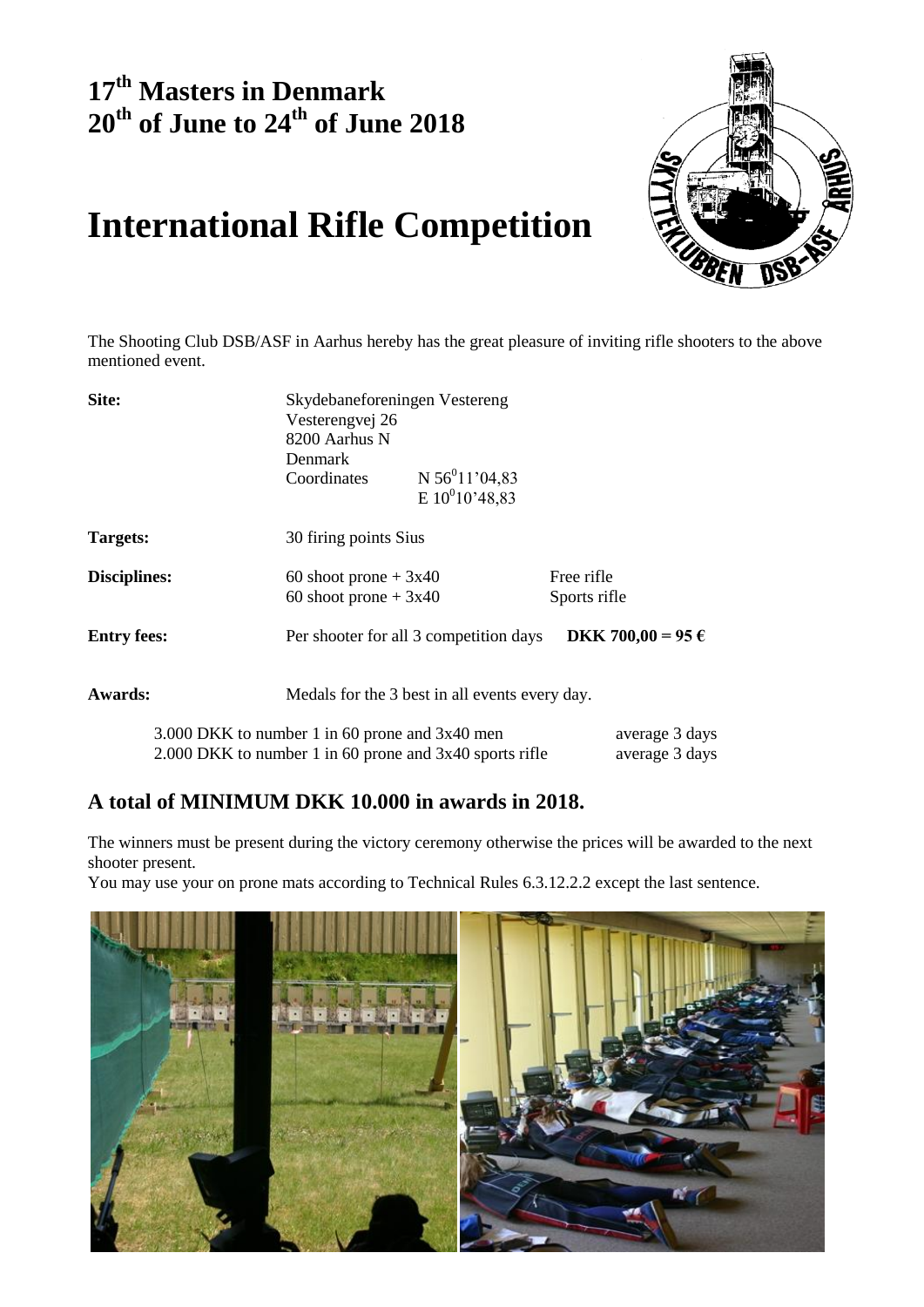# 17th Masters in Denmark
# 20th of June to 24th of June 2018

# International Rifle Competition

The Shooting Club DSB/ASF in Aarhus hereby has the great pleasure of inviting rifle shooters to the above mentioned event.

| | | | |
|---|---|---|---|
| **Site:** | Skydebaneforeningen Vestereng<br>Vesterengvej 26<br>8200 Aarhus N<br>Denmark<br>Coordinates | <br><br><br><br>N 56⁰11'04,83<br>E 10⁰10'48,83 | |
| **Targets:** | 30 firing points Sius | | |
| **Disciplines:** | 60 shoot prone + 3x40<br>60 shoot prone + 3x40 | | Free rifle<br>Sports rifle |
| **Entry fees:** | Per shooter for all 3 competition days | | **DKK 700,00 = 95 €** |
| **Awards:** | Medals for the 3 best in all events every day. | | |

3.000 DKK to number 1 in 60 prone and 3x40 men — average 3 days
2.000 DKK to number 1 in 60 prone and 3x40 sports rifle — average 3 days

## A total of MINIMUM DKK 10.000 in awards in 2018.

The winners must be present during the victory ceremony otherwise the prices will be awarded to the next shooter present.

You may use your on prone mats according to Technical Rules 6.3.12.2.2 except the last sentence.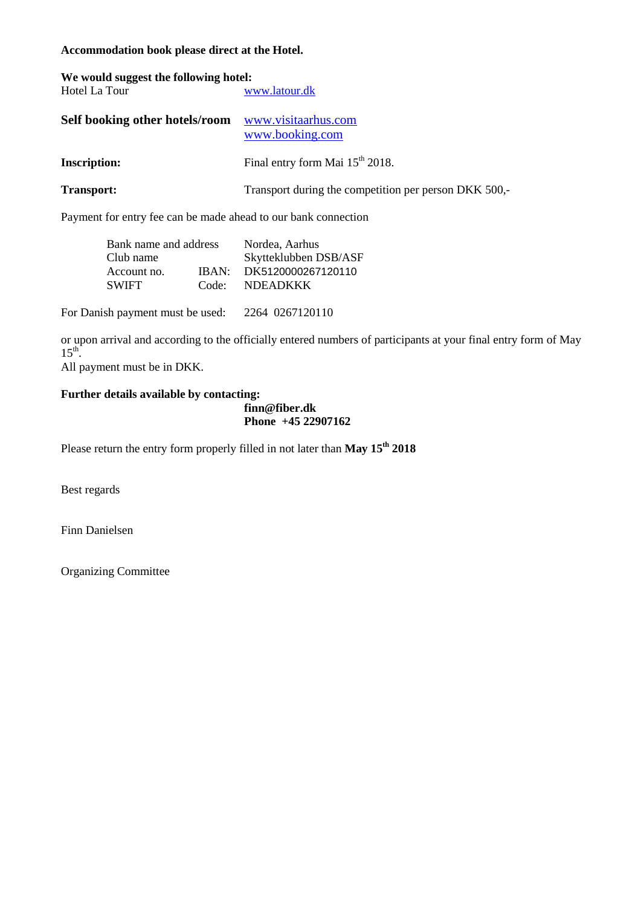**Accommodation book please direct at the Hotel.**

**We would suggest the following hotel:**

Hotel La Tour www.latour.dk

**Self booking other hotels/room** www.visitaarhus.com
www.booking.com

**Inscription:** Final entry form Mai 15th 2018.

**Transport:** Transport during the competition per person DKK 500,-

Payment for entry fee can be made ahead to our bank connection

| | | |
|---|---|---|
| Bank name and address | | Nordea, Aarhus |
| Club name | | Skytteklubben DSB/ASF |
| Account no. | IBAN: | DK5120000267120110 |
| SWIFT | Code: | NDEADKKK |

For Danish payment must be used: 2264 0267120110

or upon arrival and according to the officially entered numbers of participants at your final entry form of May 15th.
All payment must be in DKK.

**Further details available by contacting:**
**finn@fiber.dk**
**Phone +45 22907162**

Please return the entry form properly filled in not later than **May 15th 2018**

Best regards

Finn Danielsen

Organizing Committee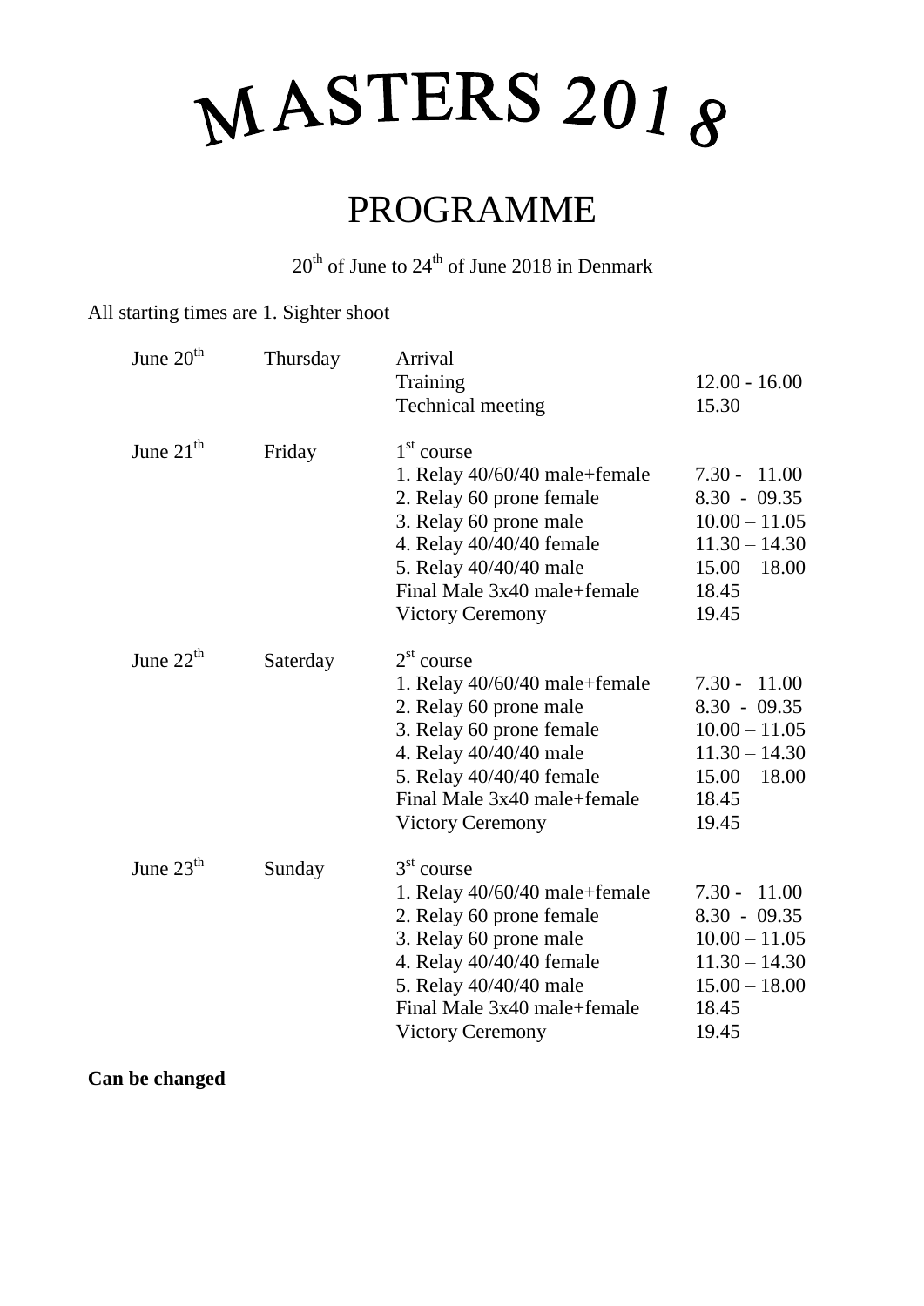# MASTERS 2018

## PROGRAMME

20th of June to 24th of June 2018 in Denmark

All starting times are 1. Sighter shoot

| | | | |
|---|---|---|---|
| June 20th | Thursday | Arrival | |
| | | Training | 12.00 - 16.00 |
| | | Technical meeting | 15.30 |
| June 21th | Friday | 1st course | |
| | | 1. Relay 40/60/40 male+female | 7.30 - 11.00 |
| | | 2. Relay 60 prone female | 8.30 - 09.35 |
| | | 3. Relay 60 prone male | 10.00 – 11.05 |
| | | 4. Relay 40/40/40 female | 11.30 – 14.30 |
| | | 5. Relay 40/40/40 male | 15.00 – 18.00 |
| | | Final Male 3x40 male+female | 18.45 |
| | | Victory Ceremony | 19.45 |
| June 22th | Saterday | 2st course | |
| | | 1. Relay 40/60/40 male+female | 7.30 - 11.00 |
| | | 2. Relay 60 prone male | 8.30 - 09.35 |
| | | 3. Relay 60 prone female | 10.00 – 11.05 |
| | | 4. Relay 40/40/40 male | 11.30 – 14.30 |
| | | 5. Relay 40/40/40 female | 15.00 – 18.00 |
| | | Final Male 3x40 male+female | 18.45 |
| | | Victory Ceremony | 19.45 |
| June 23th | Sunday | 3st course | |
| | | 1. Relay 40/60/40 male+female | 7.30 - 11.00 |
| | | 2. Relay 60 prone female | 8.30 - 09.35 |
| | | 3. Relay 60 prone male | 10.00 – 11.05 |
| | | 4. Relay 40/40/40 female | 11.30 – 14.30 |
| | | 5. Relay 40/40/40 male | 15.00 – 18.00 |
| | | Final Male 3x40 male+female | 18.45 |
| | | Victory Ceremony | 19.45 |

**Can be changed**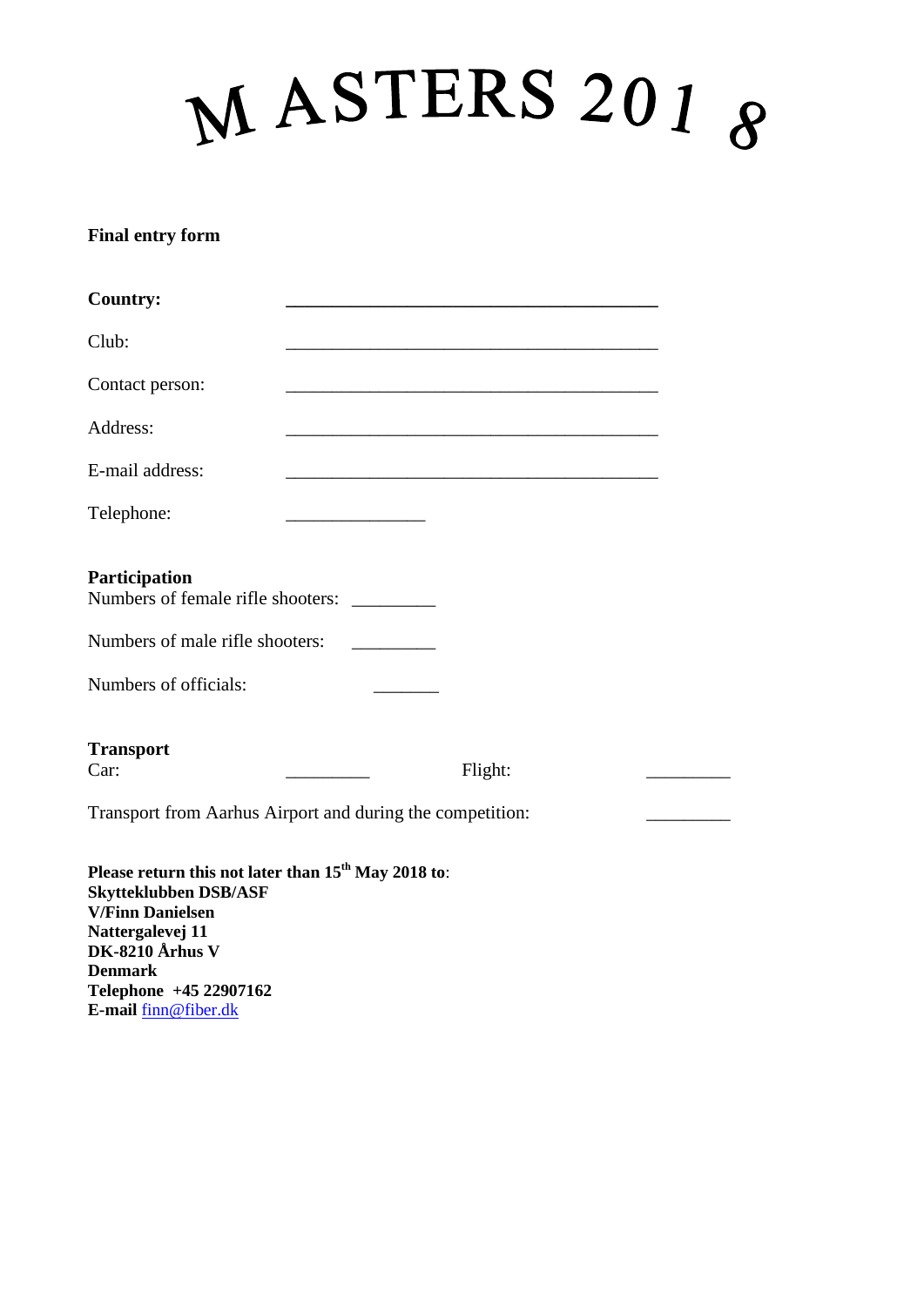# MASTERS 2018

**Final entry form**

**Country:** ________________________________________

Club: ________________________________________

Contact person: ________________________________________

Address: ________________________________________

E-mail address: ________________________________________

Telephone: _______________

**Participation**

Numbers of female rifle shooters: _________

Numbers of male rifle shooters: _________

Numbers of officials: _______

**Transport**

Car: _________ Flight: _________

Transport from Aarhus Airport and during the competition: _________

**Please return this not later than 15th May 2018 to**:
**Skytteklubben DSB/ASF**
**V/Finn Danielsen**
**Nattergalevej 11**
**DK-8210 Århus V**
**Denmark**
**Telephone +45 22907162**
**E-mail** finn@fiber.dk